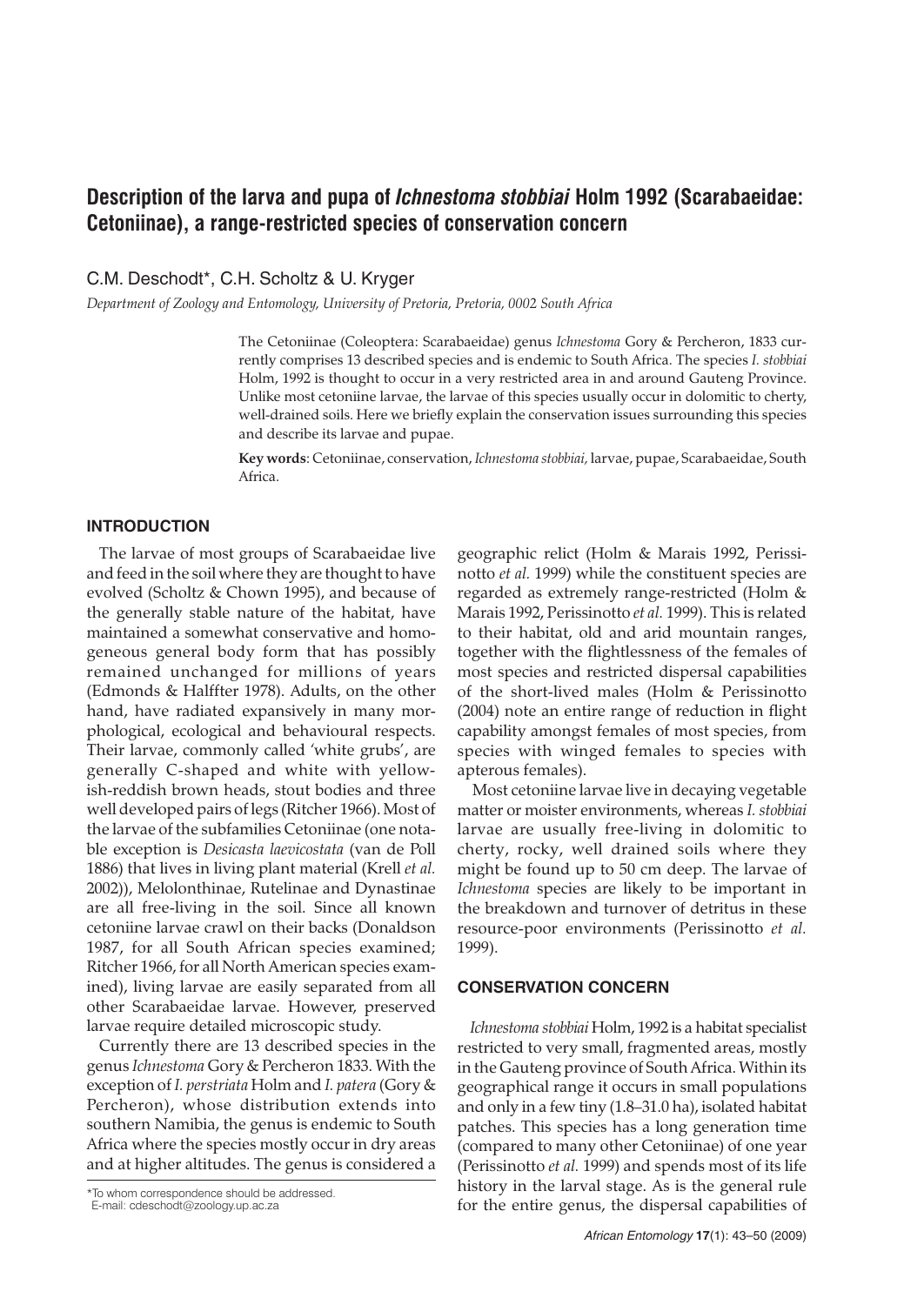# Description of the larva and pupa of *Ichnestoma stobbiai* Holm 1992 (Scarabaeidae: Cetoniinae), a range-restricted species of conservation concern

C.M. Deschodt*, C.H. Scholtz & U. Kryger

*Department of Zoology and Entomology, University of Pretoria, Pretoria, 0002 South Africa*

The Cetoniinae (Coleoptera: Scarabaeidae) genus *Ichnestoma* Gory & Percheron, 1833 currently comprises 13 described species and is endemic to South Africa. The species *I. stobbiai* Holm, 1992 is thought to occur in a very restricted area in and around Gauteng Province. Unlike most cetoniine larvae, the larvae of this species usually occur in dolomitic to cherty, well-drained soils. Here we briefly explain the conservation issues surrounding this species and describe its larvae and pupae.

**Key words**: Cetoniinae, conservation, *Ichnestoma stobbiai,* larvae, pupae, Scarabaeidae, South Africa.

## INTRODUCTION

The larvae of most groups of Scarabaeidae live and feed in the soil where they are thought to have evolved (Scholtz & Chown 1995), and because of the generally stable nature of the habitat, have maintained a somewhat conservative and homogeneous general body form that has possibly remained unchanged for millions of years (Edmonds & Halffter 1978). Adults, on the other hand, have radiated expansively in many morphological, ecological and behavioural respects. Their larvae, commonly called 'white grubs', are generally C-shaped and white with yellowish-reddish brown heads, stout bodies and three well developed pairs of legs (Ritcher 1966). Most of the larvae of the subfamilies Cetoniinae (one notable exception is *Desicasta laevicostata* (van de Poll 1886) that lives in living plant material (Krell *et al.* 2002)), Melolonthinae, Rutelinae and Dynastinae are all free-living in the soil. Since all known cetoniine larvae crawl on their backs (Donaldson 1987, for all South African species examined; Ritcher 1966, for all North American species examined), living larvae are easily separated from all other Scarabaeidae larvae. However, preserved larvae require detailed microscopic study.

Currently there are 13 described species in the genus *Ichnestoma* Gory & Percheron 1833. With the exception of *I. perstriata* Holm and *I. patera* (Gory & Percheron), whose distribution extends into southern Namibia, the genus is endemic to South Africa where the species mostly occur in dry areas and at higher altitudes. The genus is considered a geographic relict (Holm & Marais 1992, Perissinotto *et al.* 1999) while the constituent species are regarded as extremely range-restricted (Holm & Marais 1992, Perissinotto *et al.* 1999). This is related to their habitat, old and arid mountain ranges, together with the flightlessness of the females of most species and restricted dispersal capabilities of the short-lived males (Holm & Perissinotto (2004) note an entire range of reduction in flight capability amongst females of most species, from species with winged females to species with apterous females).

Most cetoniine larvae live in decaying vegetable matter or moister environments, whereas *I. stobbiai* larvae are usually free-living in dolomitic to cherty, rocky, well drained soils where they might be found up to 50 cm deep. The larvae of *Ichnestoma* species are likely to be important in the breakdown and turnover of detritus in these resource-poor environments (Perissinotto *et al.* 1999).

## CONSERVATION CONCERN

*Ichnestoma stobbiai* Holm, 1992 is a habitat specialist restricted to very small, fragmented areas, mostly in the Gauteng province of South Africa. Within its geographical range it occurs in small populations and only in a few tiny (1.8–31.0 ha), isolated habitat patches. This species has a long generation time (compared to many other Cetoniinae) of one year (Perissinotto *et al.* 1999) and spends most of its life history in the larval stage. As is the general rule for the entire genus, the dispersal capabilities of

*To whom correspondence should be addressed.
E-mail: cdeschodt@zoology.up.ac.za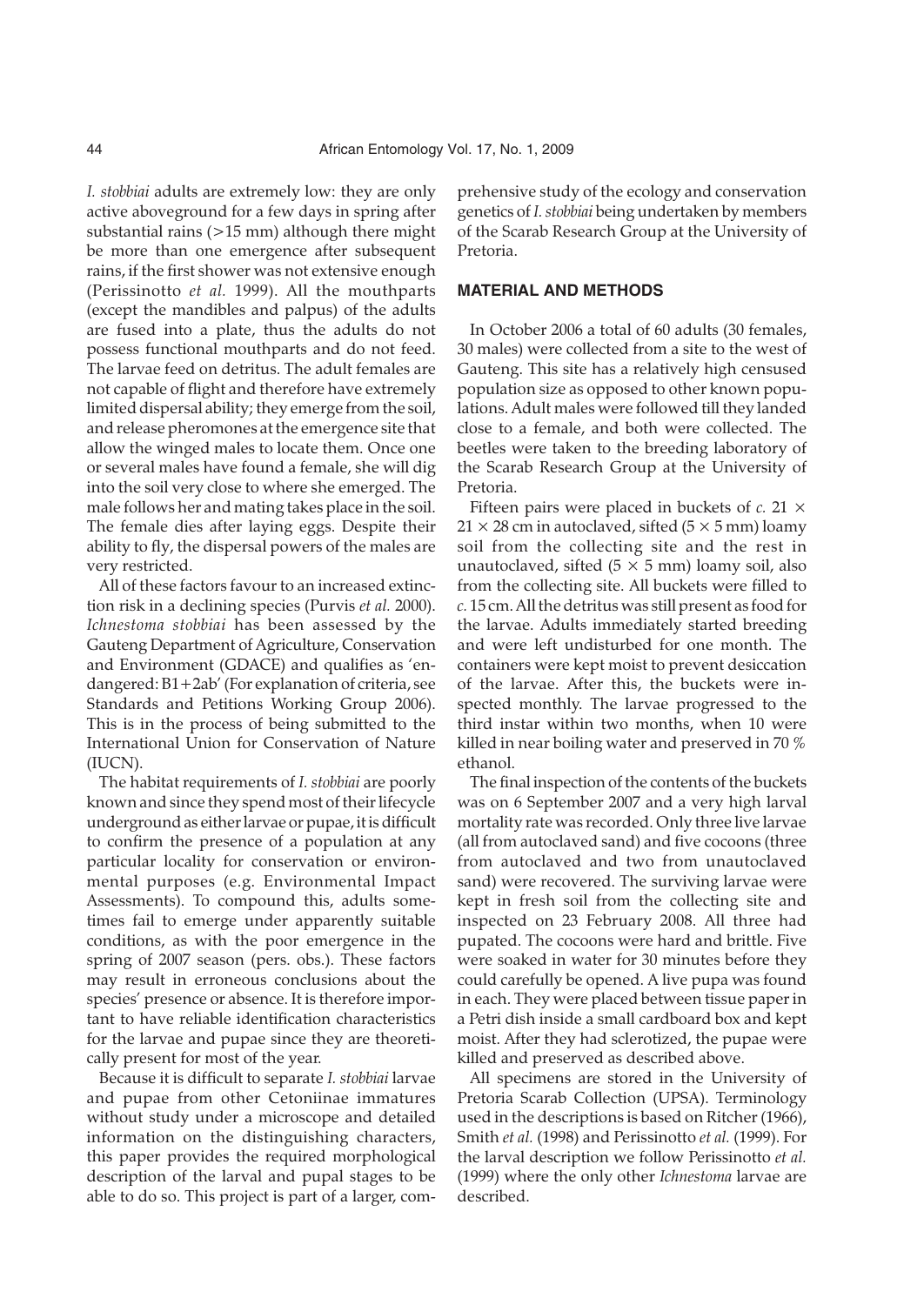*I. stobbiai* adults are extremely low: they are only active aboveground for a few days in spring after substantial rains (>15 mm) although there might be more than one emergence after subsequent rains, if the first shower was not extensive enough (Perissinotto *et al.* 1999). All the mouthparts (except the mandibles and palpus) of the adults are fused into a plate, thus the adults do not possess functional mouthparts and do not feed. The larvae feed on detritus. The adult females are not capable of flight and therefore have extremely limited dispersal ability; they emerge from the soil, and release pheromones at the emergence site that allow the winged males to locate them. Once one or several males have found a female, she will dig into the soil very close to where she emerged. The male follows her and mating takes place in the soil. The female dies after laying eggs. Despite their ability to fly, the dispersal powers of the males are very restricted.

All of these factors favour to an increased extinction risk in a declining species (Purvis *et al.* 2000). *Ichnestoma stobbiai* has been assessed by the Gauteng Department of Agriculture, Conservation and Environment (GDACE) and qualifies as 'endangered: B1+2ab' (For explanation of criteria, see Standards and Petitions Working Group 2006). This is in the process of being submitted to the International Union for Conservation of Nature (IUCN).

The habitat requirements of *I. stobbiai* are poorly known and since they spend most of their lifecycle underground as either larvae or pupae, it is difficult to confirm the presence of a population at any particular locality for conservation or environmental purposes (e.g. Environmental Impact Assessments). To compound this, adults sometimes fail to emerge under apparently suitable conditions, as with the poor emergence in the spring of 2007 season (pers. obs.). These factors may result in erroneous conclusions about the species' presence or absence. It is therefore important to have reliable identification characteristics for the larvae and pupae since they are theoretically present for most of the year.

Because it is difficult to separate *I. stobbiai* larvae and pupae from other Cetoniinae immatures without study under a microscope and detailed information on the distinguishing characters, this paper provides the required morphological description of the larval and pupal stages to be able to do so. This project is part of a larger, comprehensive study of the ecology and conservation genetics of *I. stobbiai* being undertaken by members of the Scarab Research Group at the University of Pretoria.

## MATERIAL AND METHODS

In October 2006 a total of 60 adults (30 females, 30 males) were collected from a site to the west of Gauteng. This site has a relatively high censused population size as opposed to other known populations. Adult males were followed till they landed close to a female, and both were collected. The beetles were taken to the breeding laboratory of the Scarab Research Group at the University of Pretoria.

Fifteen pairs were placed in buckets of *c.* 21 × 21 × 28 cm in autoclaved, sifted (5 × 5 mm) loamy soil from the collecting site and the rest in unautoclaved, sifted (5 × 5 mm) loamy soil, also from the collecting site. All buckets were filled to *c.* 15 cm. All the detritus was still present as food for the larvae. Adults immediately started breeding and were left undisturbed for one month. The containers were kept moist to prevent desiccation of the larvae. After this, the buckets were inspected monthly. The larvae progressed to the third instar within two months, when 10 were killed in near boiling water and preserved in 70 % ethanol.

The final inspection of the contents of the buckets was on 6 September 2007 and a very high larval mortality rate was recorded. Only three live larvae (all from autoclaved sand) and five cocoons (three from autoclaved and two from unautoclaved sand) were recovered. The surviving larvae were kept in fresh soil from the collecting site and inspected on 23 February 2008. All three had pupated. The cocoons were hard and brittle. Five were soaked in water for 30 minutes before they could carefully be opened. A live pupa was found in each. They were placed between tissue paper in a Petri dish inside a small cardboard box and kept moist. After they had sclerotized, the pupae were killed and preserved as described above.

All specimens are stored in the University of Pretoria Scarab Collection (UPSA). Terminology used in the descriptions is based on Ritcher (1966), Smith *et al.* (1998) and Perissinotto *et al.* (1999). For the larval description we follow Perissinotto *et al.* (1999) where the only other *Ichnestoma* larvae are described.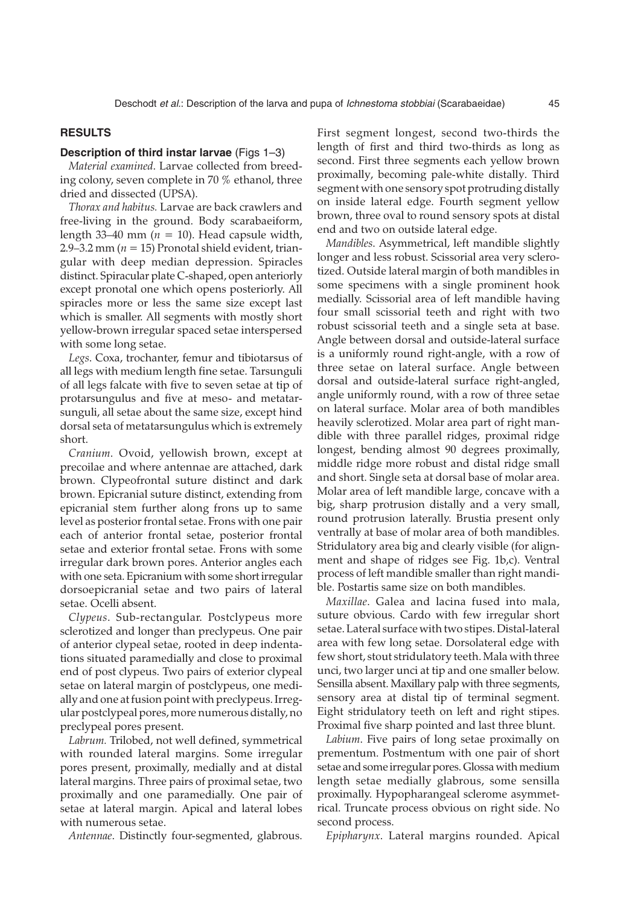## RESULTS

### Description of third instar larvae (Figs 1–3)

*Material examined*. Larvae collected from breeding colony, seven complete in 70 % ethanol, three dried and dissected (UPSA).

*Thorax and habitus.* Larvae are back crawlers and free-living in the ground. Body scarabaeiform, length 33–40 mm ($n = 10$). Head capsule width, 2.9–3.2 mm ($n = 15$) Pronotal shield evident, triangular with deep median depression. Spiracles distinct. Spiracular plate C-shaped, open anteriorly except pronotal one which opens posteriorly. All spiracles more or less the same size except last which is smaller. All segments with mostly short yellow-brown irregular spaced setae interspersed with some long setae.

*Legs*. Coxa, trochanter, femur and tibiotarsus of all legs with medium length fine setae. Tarsunguli of all legs falcate with five to seven setae at tip of protarsungulus and five at meso- and metatarsunguli, all setae about the same size, except hind dorsal seta of metatarsungulus which is extremely short.

*Cranium*. Ovoid, yellowish brown, except at precoilae and where antennae are attached, dark brown. Clypeofrontal suture distinct and dark brown. Epicranial suture distinct, extending from epicranial stem further along frons up to same level as posterior frontal setae. Frons with one pair each of anterior frontal setae, posterior frontal setae and exterior frontal setae. Frons with some irregular dark brown pores. Anterior angles each with one seta. Epicranium with some short irregular dorsoepicranial setae and two pairs of lateral setae. Ocelli absent.

*Clypeus*. Sub-rectangular. Postclypeus more sclerotized and longer than preclypeus. One pair of anterior clypeal setae, rooted in deep indentations situated paramedially and close to proximal end of post clypeus. Two pairs of exterior clypeal setae on lateral margin of postclypeus, one medially and one at fusion point with preclypeus. Irregular postclypeal pores, more numerous distally, no preclypeal pores present.

*Labrum.* Trilobed, not well defined, symmetrical with rounded lateral margins. Some irregular pores present, proximally, medially and at distal lateral margins. Three pairs of proximal setae, two proximally and one paramedially. One pair of setae at lateral margin. Apical and lateral lobes with numerous setae.

*Antennae*. Distinctly four-segmented, glabrous. First segment longest, second two-thirds the length of first and third two-thirds as long as second. First three segments each yellow brown proximally, becoming pale-white distally. Third segment with one sensory spot protruding distally on inside lateral edge. Fourth segment yellow brown, three oval to round sensory spots at distal end and two on outside lateral edge.

*Mandibles*. Asymmetrical, left mandible slightly longer and less robust. Scissorial area very sclerotized. Outside lateral margin of both mandibles in some specimens with a single prominent hook medially. Scissorial area of left mandible having four small scissorial teeth and right with two robust scissorial teeth and a single seta at base. Angle between dorsal and outside-lateral surface is a uniformly round right-angle, with a row of three setae on lateral surface. Angle between dorsal and outside-lateral surface right-angled, angle uniformly round, with a row of three setae on lateral surface. Molar area of both mandibles heavily sclerotized. Molar area part of right mandible with three parallel ridges, proximal ridge longest, bending almost 90 degrees proximally, middle ridge more robust and distal ridge small and short. Single seta at dorsal base of molar area. Molar area of left mandible large, concave with a big, sharp protrusion distally and a very small, round protrusion laterally. Brustia present only ventrally at base of molar area of both mandibles. Stridulatory area big and clearly visible (for alignment and shape of ridges see Fig. 1b,c). Ventral process of left mandible smaller than right mandible. Postartis same size on both mandibles.

*Maxillae*. Galea and lacina fused into mala, suture obvious. Cardo with few irregular short setae. Lateral surface with two stipes. Distal-lateral area with few long setae. Dorsolateral edge with few short, stout stridulatory teeth. Mala with three unci, two larger unci at tip and one smaller below. Sensilla absent. Maxillary palp with three segments, sensory area at distal tip of terminal segment. Eight stridulatory teeth on left and right stipes. Proximal five sharp pointed and last three blunt.

*Labium*. Five pairs of long setae proximally on prementum. Postmentum with one pair of short setae and some irregular pores. Glossa with medium length setae medially glabrous, some sensilla proximally. Hypopharangeal sclerome asymmetrical. Truncate process obvious on right side. No second process.

*Epipharynx*. Lateral margins rounded. Apical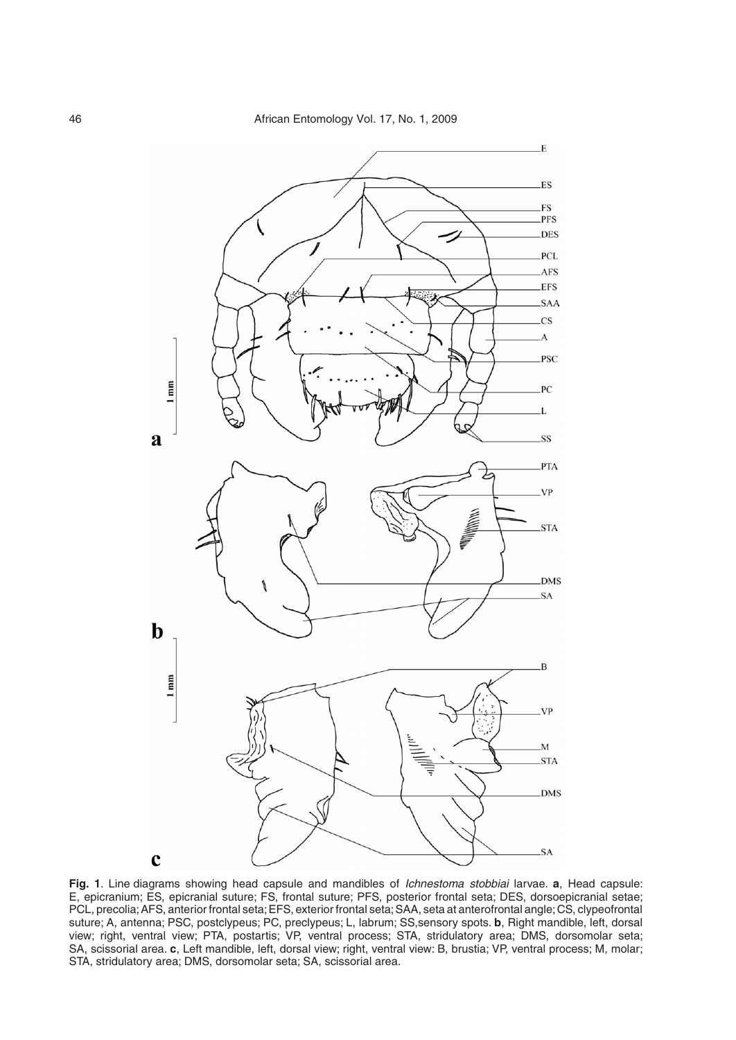**Fig. 1**. Line diagrams showing head capsule and mandibles of *Ichnestoma stobbiai* larvae. **a**, Head capsule: E, epicranium; ES, epicranial suture; FS, frontal suture; PFS, posterior frontal seta; DES, dorsoepicranial setae; PCL, precolia; AFS, anterior frontal seta; EFS, exterior frontal seta; SAA, seta at anterofrontal angle; CS, clypeofrontal suture; A, antenna; PSC, postclypeus; PC, preclypeus; L, labrum; SS,sensory spots. **b**, Right mandible, left, dorsal view; right, ventral view; PTA, postartis; VP, ventral process; STA, stridulatory area; DMS, dorsomolar seta; SA, scissorial area. **c**, Left mandible, left, dorsal view; right, ventral view: B, brustia; VP, ventral process; M, molar; STA, stridulatory area; DMS, dorsomolar seta; SA, scissorial area.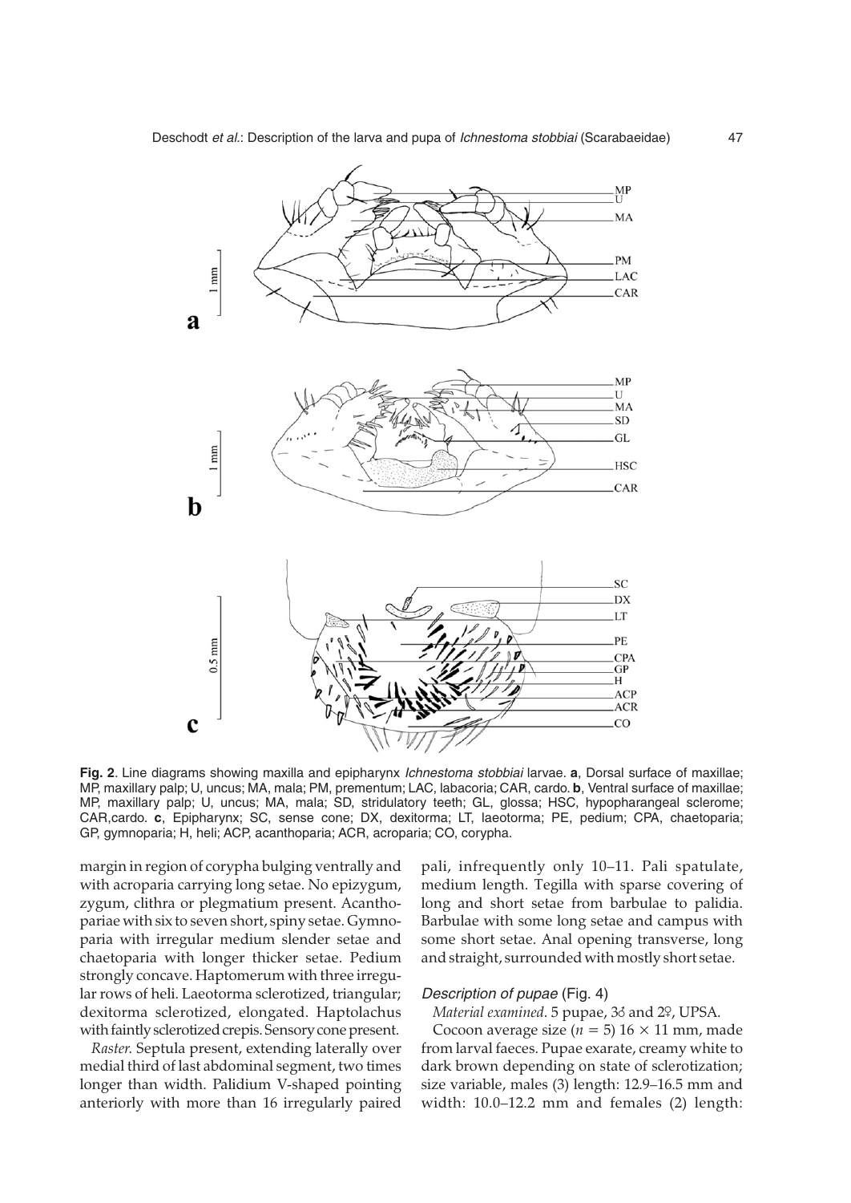**Fig. 2**. Line diagrams showing maxilla and epipharynx *Ichnestoma stobbiai* larvae. **a**, Dorsal surface of maxillae; MP, maxillary palp; U, uncus; MA, mala; PM, prementum; LAC, labacoria; CAR, cardo. **b**, Ventral surface of maxillae; MP, maxillary palp; U, uncus; MA, mala; SD, stridulatory teeth; GL, glossa; HSC, hypopharangeal sclerome; CAR,cardo. **c**, Epipharynx; SC, sense cone; DX, dexitorma; LT, laeotorma; PE, pedium; CPA, chaetoparia; GP, gymnoparia; H, heli; ACP, acanthoparia; ACR, acroparia; CO, corypha.

margin in region of corypha bulging ventrally and with acroparia carrying long setae. No epizygum, zygum, clithra or plegmatium present. Acanthopariae with six to seven short, spiny setae. Gymnoparia with irregular medium slender setae and chaetoparia with longer thicker setae. Pedium strongly concave. Haptomerum with three irregular rows of heli. Laeotorma sclerotized, triangular; dexitorma sclerotized, elongated. Haptolachus with faintly sclerotized crepis. Sensory cone present.

*Raster*. Septula present, extending laterally over medial third of last abdominal segment, two times longer than width. Palidium V-shaped pointing anteriorly with more than 16 irregularly paired pali, infrequently only 10–11. Pali spatulate, medium length. Tegilla with sparse covering of long and short setae from barbulae to palidia. Barbulae with some long setae and campus with some short setae. Anal opening transverse, long and straight, surrounded with mostly short setae.

### *Description of pupae* (Fig. 4)

*Material examined*. 5 pupae, 3♂ and 2♀, UPSA.

Cocoon average size ($n = 5$) $16 \times 11$ mm, made from larval faeces. Pupae exarate, creamy white to dark brown depending on state of sclerotization; size variable, males (3) length: 12.9–16.5 mm and width: 10.0–12.2 mm and females (2) length: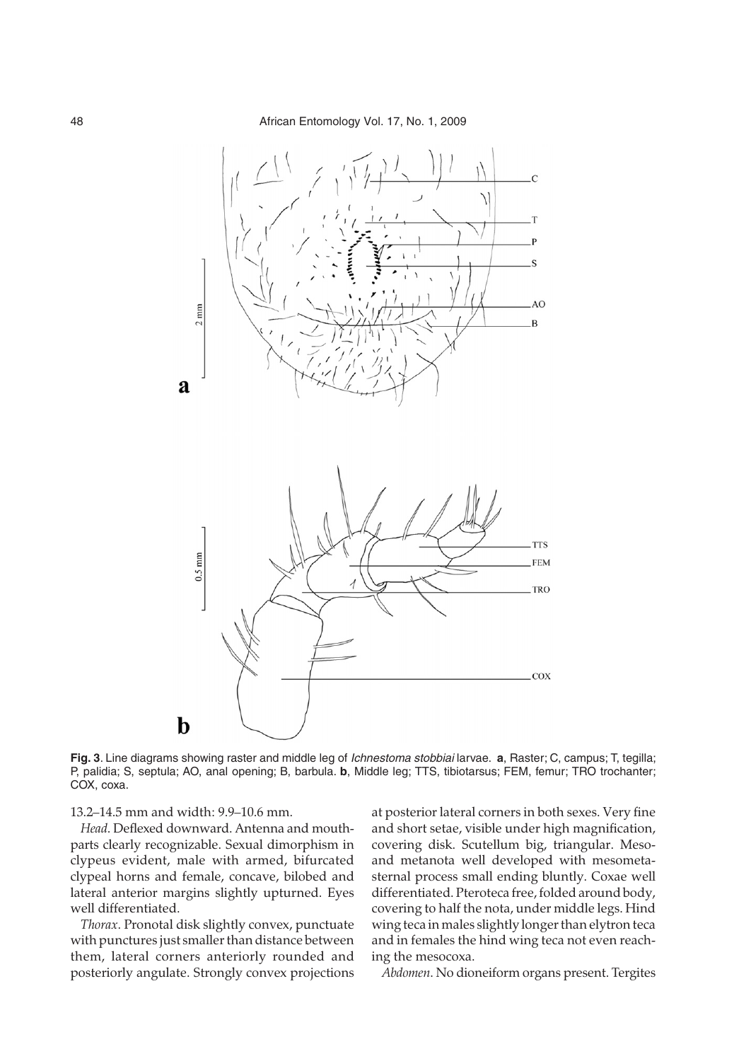**Fig. 3**. Line diagrams showing raster and middle leg of *Ichnestoma stobbiai* larvae. **a**, Raster; C, campus; T, tegilla; P, palidia; S, septula; AO, anal opening; B, barbula. **b**, Middle leg; TTS, tibiotarsus; FEM, femur; TRO trochanter; COX, coxa.

13.2–14.5 mm and width: 9.9–10.6 mm.

*Head*. Deflexed downward. Antenna and mouthparts clearly recognizable. Sexual dimorphism in clypeus evident, male with armed, bifurcated clypeal horns and female, concave, bilobed and lateral anterior margins slightly upturned. Eyes well differentiated.

*Thorax*. Pronotal disk slightly convex, punctuate with punctures just smaller than distance between them, lateral corners anteriorly rounded and posteriorly angulate. Strongly convex projections at posterior lateral corners in both sexes. Very fine and short setae, visible under high magnification, covering disk. Scutellum big, triangular. Meso- and metanota well developed with mesometasternal process small ending bluntly. Coxae well differentiated. Pteroteca free, folded around body, covering to half the nota, under middle legs. Hind wing teca in males slightly longer than elytron teca and in females the hind wing teca not even reaching the mesocoxa.

*Abdomen*. No dioneiform organs present. Tergites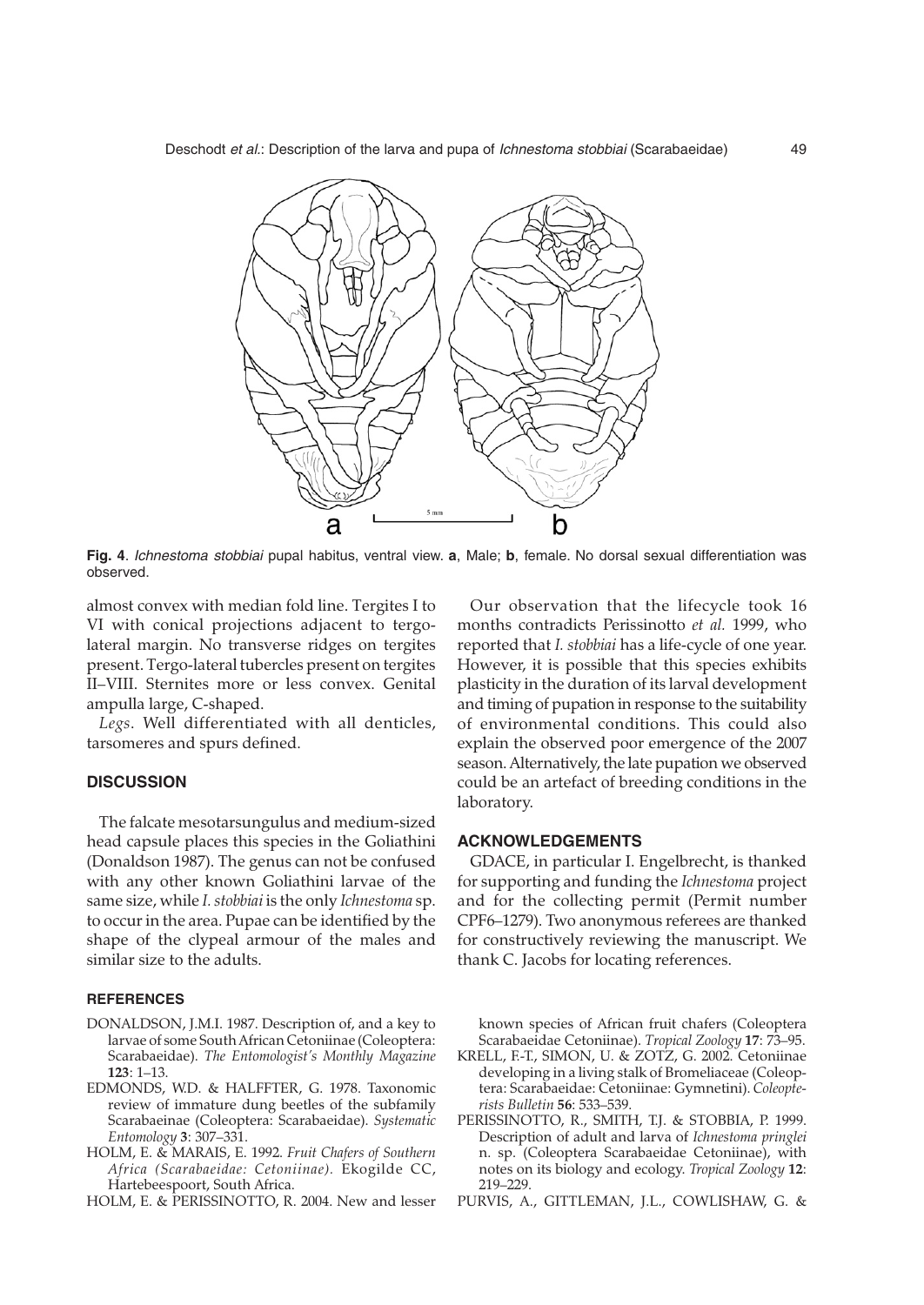**Fig. 4**. *Ichnestoma stobbiai* pupal habitus, ventral view. **a**, Male; **b**, female. No dorsal sexual differentiation was observed.

almost convex with median fold line. Tergites I to VI with conical projections adjacent to tergo-lateral margin. No transverse ridges on tergites present. Tergo-lateral tubercles present on tergites II–VIII. Sternites more or less convex. Genital ampulla large, C-shaped.

*Legs*. Well differentiated with all denticles, tarsomeres and spurs defined.

## DISCUSSION

The falcate mesotarsungulus and medium-sized head capsule places this species in the Goliathini (Donaldson 1987). The genus can not be confused with any other known Goliathini larvae of the same size, while *I. stobbiai* is the only *Ichnestoma* sp. to occur in the area. Pupae can be identified by the shape of the clypeal armour of the males and similar size to the adults.

Our observation that the lifecycle took 16 months contradicts Perissinotto *et al.* 1999, who reported that *I. stobbiai* has a life-cycle of one year. However, it is possible that this species exhibits plasticity in the duration of its larval development and timing of pupation in response to the suitability of environmental conditions. This could also explain the observed poor emergence of the 2007 season. Alternatively, the late pupation we observed could be an artefact of breeding conditions in the laboratory.

## ACKNOWLEDGEMENTS

GDACE, in particular I. Engelbrecht, is thanked for supporting and funding the *Ichnestoma* project and for the collecting permit (Permit number CPF6–1279). Two anonymous referees are thanked for constructively reviewing the manuscript. We thank C. Jacobs for locating references.

## REFERENCES

DONALDSON, J.M.I. 1987. Description of, and a key to larvae of some South African Cetoniinae (Coleoptera: Scarabaeidae). *The Entomologist's Monthly Magazine* **123**: 1–13.

EDMONDS, W.D. & HALFFTER, G. 1978. Taxonomic review of immature dung beetles of the subfamily Scarabaeinae (Coleoptera: Scarabaeidae). *Systematic Entomology* **3**: 307–331.

HOLM, E. & MARAIS, E. 1992. *Fruit Chafers of Southern Africa (Scarabaeidae: Cetoniinae).* Ekogilde CC, Hartebeespoort, South Africa.

HOLM, E. & PERISSINOTTO, R. 2004. New and lesser known species of African fruit chafers (Coleoptera Scarabaeidae Cetoniinae). *Tropical Zoology* **17**: 73–95.

KRELL, F.-T., SIMON, U. & ZOTZ, G. 2002. Cetoniinae developing in a living stalk of Bromeliaceae (Coleoptera: Scarabaeidae: Cetoniinae: Gymnetini). *Coleopterists Bulletin* **56**: 533–539.

PERISSINOTTO, R., SMITH, T.J. & STOBBIA, P. 1999. Description of adult and larva of *Ichnestoma pringlei* n. sp. (Coleoptera Scarabaeidae Cetoniinae), with notes on its biology and ecology. *Tropical Zoology* **12**: 219–229.

PURVIS, A., GITTLEMAN, J.L., COWLISHAW, G. &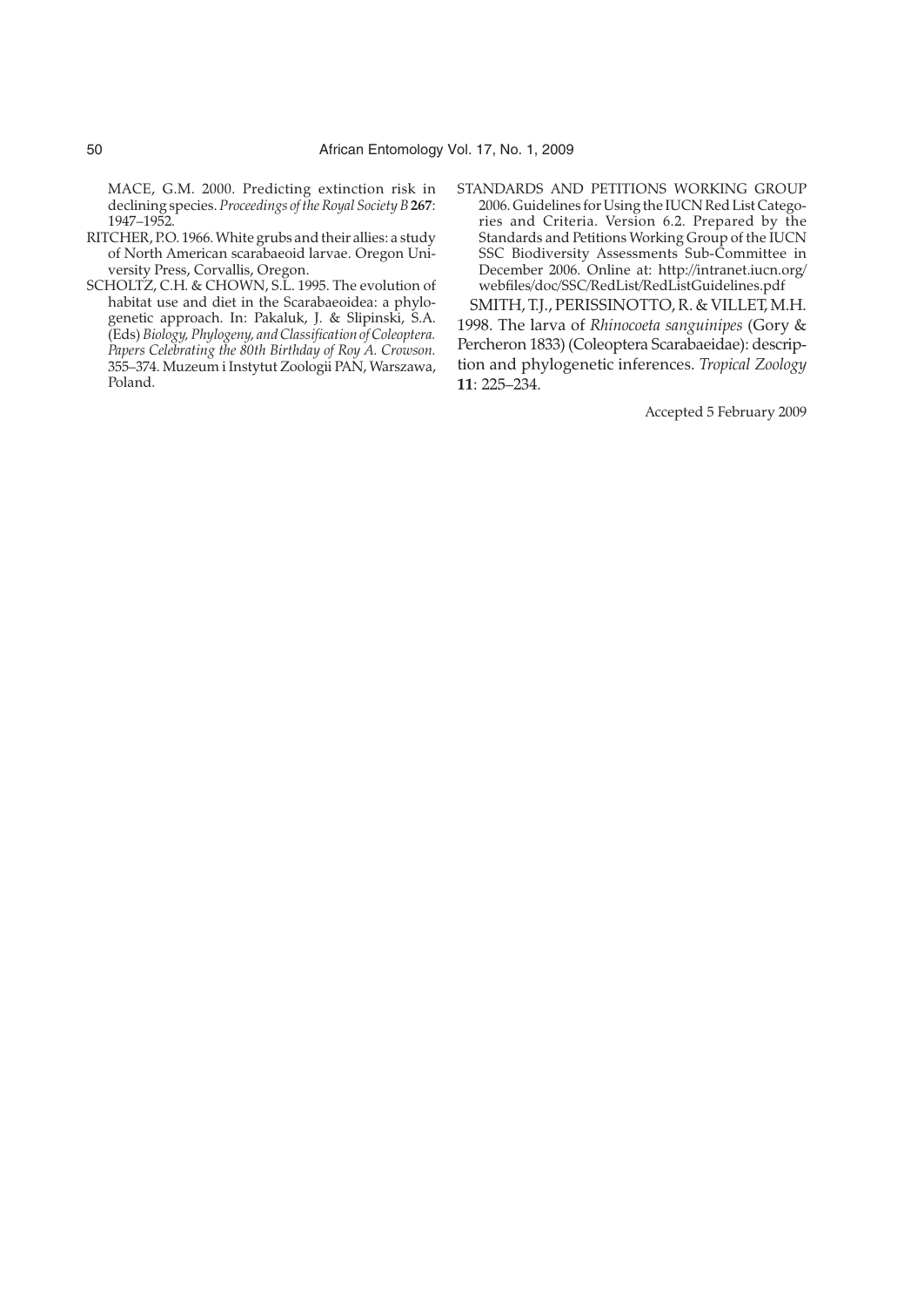MACE, G.M. 2000. Predicting extinction risk in declining species. *Proceedings of the Royal Society B* **267**: 1947–1952.

RITCHER, P.O. 1966. White grubs and their allies: a study of North American scarabaeoid larvae. Oregon University Press, Corvallis, Oregon.

SCHOLTZ, C.H. & CHOWN, S.L. 1995. The evolution of habitat use and diet in the Scarabaeoidea: a phylogenetic approach. In: Pakaluk, J. & Slipinski, S.A. (Eds) *Biology, Phylogeny, and Classification of Coleoptera. Papers Celebrating the 80th Birthday of Roy A. Crowson.* 355–374. Muzeum i Instytut Zoologii PAN, Warszawa, Poland.

STANDARDS AND PETITIONS WORKING GROUP 2006. Guidelines for Using the IUCN Red List Categories and Criteria. Version 6.2. Prepared by the Standards and Petitions Working Group of the IUCN SSC Biodiversity Assessments Sub-Committee in December 2006. Online at: http://intranet.iucn.org/webfiles/doc/SSC/RedList/RedListGuidelines.pdf

SMITH, T.J., PERISSINOTTO, R. & VILLET, M.H. 1998. The larva of *Rhinocoeta sanguinipes* (Gory & Percheron 1833) (Coleoptera Scarabaeidae): description and phylogenetic inferences. *Tropical Zoology* **11**: 225–234.

Accepted 5 February 2009